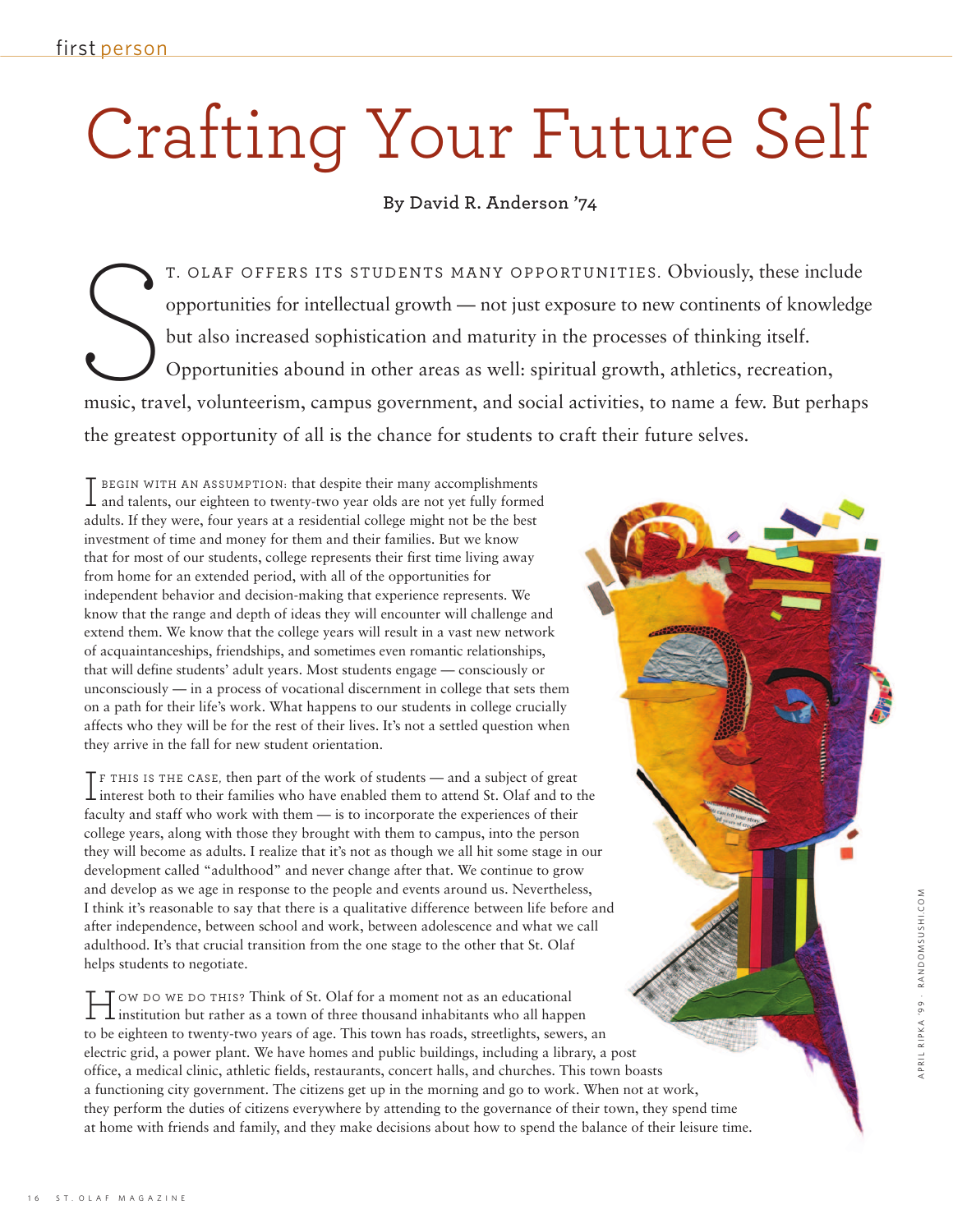# Crafting Your Future Self

**By David R. Anderson '74**

ST. OLAF OFFERS ITS STUDENTS MANY OPPORTUNITIES. Obviously, these include opportunities for intellectual growth — not just exposure to new continents of knowledge but also increased sophistication and maturity in the processes of thinking itself. Opportunities abound in other areas as well: spiritual growth, athletics, recreation, music, travel, volunteerism, campus government, and social activities, to name a few. But perhaps the greatest opportunity of all is the chance for students to craft their future selves.

I BEGIN WITH AN ASSUMPTION: that despite their many accomplishments and talents, our eighteen to twenty-two year olds are not yet fully formed adults. If they were, four years at a residential college might not be the best investment of time and money for them and their families. But we know that for most of our students, college represents their first time living away from home for an extended period, with all of the opportunities for independent behavior and decision-making that experience represents. We know that the range and depth of ideas they will encounter will challenge and extend them. We know that the college years will result in a vast new network of acquaintanceships, friendships, and sometimes even romantic relationships, that will define students' adult years. Most students engage — consciously or unconsciously — in a process of vocational discernment in college that sets them on a path for their life's work. What happens to our students in college crucially affects who they will be for the rest of their lives. It's not a settled question when they arrive in the fall for new student orientation.

IF THIS IS THE CASE, then part of the work of students — and a subject of great interest both to their families who have enabled them to attend St. Olaf and to the faculty and staff who work with them — is to incorporate the experiences of their college years, along with those they brought with them to campus, into the person they will become as adults. I realize that it's not as though we all hit some stage in our development called "adulthood" and never change after that. We continue to grow and develop as we age in response to the people and events around us. Nevertheless, I think it's reasonable to say that there is a qualitative difference between life before and after independence, between school and work, between adolescence and what we call adulthood. It's that crucial transition from the one stage to the other that St. Olaf helps students to negotiate.

HOW DO WE DO THIS? Think of St. Olaf for a moment not as an educational institution but rather as a town of three thousand inhabitants who all happen to be eighteen to twenty-two years of age. This town has roads, streetlights, sewers, an electric grid, a power plant. We have homes and public buildings, including a library, a post office, a medical clinic, athletic fields, restaurants, concert halls, and churches. This town boasts a functioning city government. The citizens get up in the morning and go to work. When not at work, they perform the duties of citizens everywhere by attending to the governance of their town, they spend time at home with friends and family, and they make decisions about how to spend the balance of their leisure time.

APRIL RIPKA '99 · RANDOMSUSHI.COM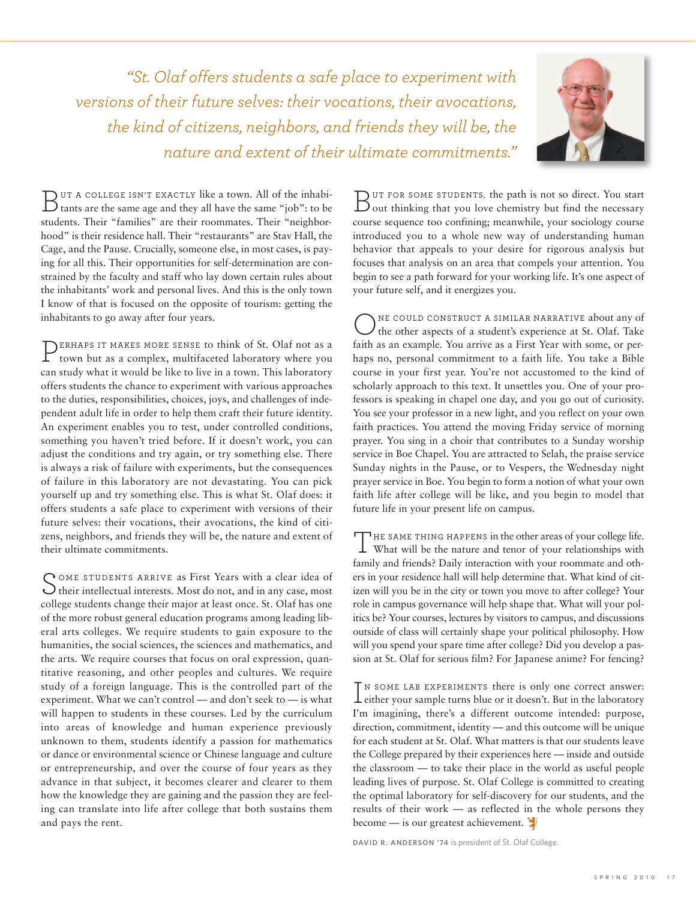*"St. Olaf offers students a safe place to experiment with versions of their future selves: their vocations, their avocations, the kind of citizens, neighbors, and friends they will be, the nature and extent of their ultimate commitments."*

BUT A COLLEGE ISN'T EXACTLY like a town. All of the inhabitants are the same age and they all have the same "job": to be students. Their "families" are their roommates. Their "neighborhood" is their residence hall. Their "restaurants" are Stav Hall, the Cage, and the Pause. Crucially, someone else, in most cases, is paying for all this. Their opportunities for self-determination are constrained by the faculty and staff who lay down certain rules about the inhabitants' work and personal lives. And this is the only town I know of that is focused on the opposite of tourism: getting the inhabitants to go away after four years.

PERHAPS IT MAKES MORE SENSE to think of St. Olaf not as a town but as a complex, multifaceted laboratory where you can study what it would be like to live in a town. This laboratory offers students the chance to experiment with various approaches to the duties, responsibilities, choices, joys, and challenges of independent adult life in order to help them craft their future identity. An experiment enables you to test, under controlled conditions, something you haven't tried before. If it doesn't work, you can adjust the conditions and try again, or try something else. There is always a risk of failure with experiments, but the consequences of failure in this laboratory are not devastating. You can pick yourself up and try something else. This is what St. Olaf does: it offers students a safe place to experiment with versions of their future selves: their vocations, their avocations, the kind of citizens, neighbors, and friends they will be, the nature and extent of their ultimate commitments.

SOME STUDENTS ARRIVE as First Years with a clear idea of their intellectual interests. Most do not, and in any case, most college students change their major at least once. St. Olaf has one of the more robust general education programs among leading liberal arts colleges. We require students to gain exposure to the humanities, the social sciences, the sciences and mathematics, and the arts. We require courses that focus on oral expression, quantitative reasoning, and other peoples and cultures. We require study of a foreign language. This is the controlled part of the experiment. What we can't control — and don't seek to — is what will happen to students in these courses. Led by the curriculum into areas of knowledge and human experience previously unknown to them, students identify a passion for mathematics or dance or environmental science or Chinese language and culture or entrepreneurship, and over the course of four years as they advance in that subject, it becomes clearer and clearer to them how the knowledge they are gaining and the passion they are feeling can translate into life after college that both sustains them and pays the rent.

BUT FOR SOME STUDENTS, the path is not so direct. You start out thinking that you love chemistry but find the necessary course sequence too confining; meanwhile, your sociology course introduced you to a whole new way of understanding human behavior that appeals to your desire for rigorous analysis but focuses that analysis on an area that compels your attention. You begin to see a path forward for your working life. It's one aspect of your future self, and it energizes you.

ONE COULD CONSTRUCT A SIMILAR NARRATIVE about any of the other aspects of a student's experience at St. Olaf. Take faith as an example. You arrive as a First Year with some, or perhaps no, personal commitment to a faith life. You take a Bible course in your first year. You're not accustomed to the kind of scholarly approach to this text. It unsettles you. One of your professors is speaking in chapel one day, and you go out of curiosity. You see your professor in a new light, and you reflect on your own faith practices. You attend the moving Friday service of morning prayer. You sing in a choir that contributes to a Sunday worship service in Boe Chapel. You are attracted to Selah, the praise service Sunday nights in the Pause, or to Vespers, the Wednesday night prayer service in Boe. You begin to form a notion of what your own faith life after college will be like, and you begin to model that future life in your present life on campus.

THE SAME THING HAPPENS in the other areas of your college life. What will be the nature and tenor of your relationships with family and friends? Daily interaction with your roommate and others in your residence hall will help determine that. What kind of citizen will you be in the city or town you move to after college? Your role in campus governance will help shape that. What will your politics be? Your courses, lectures by visitors to campus, and discussions outside of class will certainly shape your political philosophy. How will you spend your spare time after college? Did you develop a passion at St. Olaf for serious film? For Japanese anime? For fencing?

IN SOME LAB EXPERIMENTS there is only one correct answer: either your sample turns blue or it doesn't. But in the laboratory I'm imagining, there's a different outcome intended: purpose, direction, commitment, identity — and this outcome will be unique for each student at St. Olaf. What matters is that our students leave the College prepared by their experiences here — inside and outside the classroom — to take their place in the world as useful people leading lives of purpose. St. Olaf College is committed to creating the optimal laboratory for self-discovery for our students, and the results of their work — as reflected in the whole persons they become — is our greatest achievement.

**DAVID R. ANDERSON '74** is president of St. Olaf College.